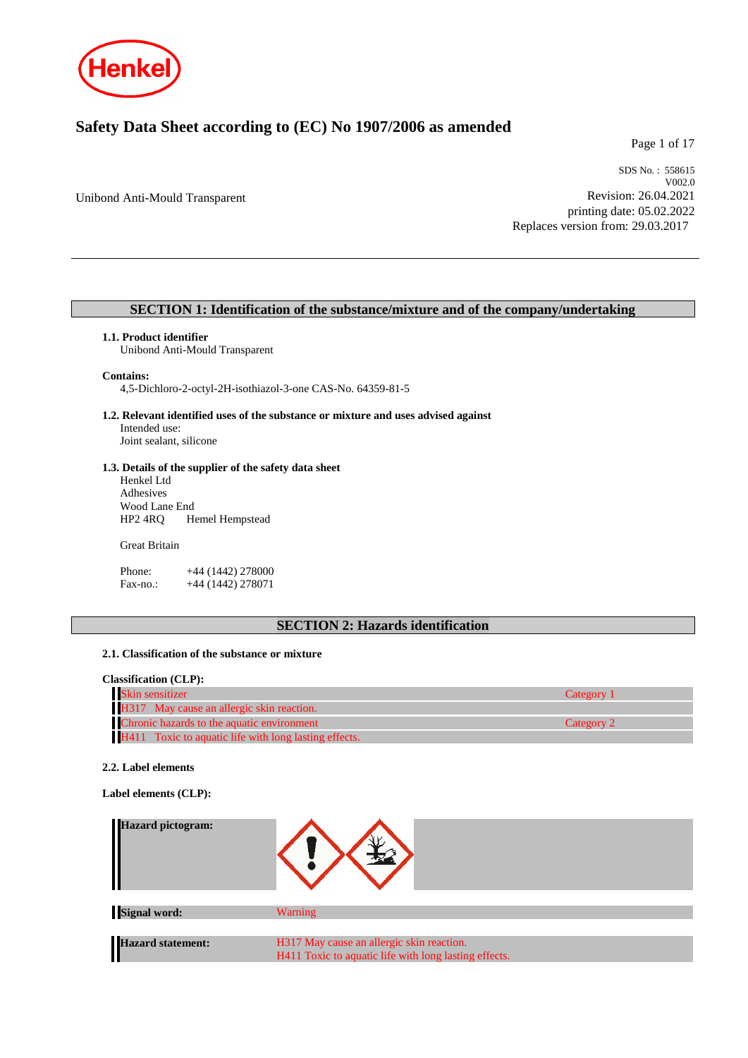# Safety Data Sheet according to (EC) No 1907/2006 as amended

SDS No. : 558615
V002.0

Unibond Anti-Mould Transparent

Revision: 26.04.2021
printing date: 05.02.2022
Replaces version from: 29.03.2017

## SECTION 1: Identification of the substance/mixture and of the company/undertaking

**1.1. Product identifier**
Unibond Anti-Mould Transparent

**Contains:**
4,5-Dichloro-2-octyl-2H-isothiazol-3-one CAS-No. 64359-81-5

**1.2. Relevant identified uses of the substance or mixture and uses advised against**
Intended use:
Joint sealant, silicone

**1.3. Details of the supplier of the safety data sheet**
Henkel Ltd
Adhesives
Wood Lane End
HP2 4RQ Hemel Hempstead

Great Britain

Phone: +44 (1442) 278000
Fax-no.: +44 (1442) 278071

## SECTION 2: Hazards identification

**2.1. Classification of the substance or mixture**

**Classification (CLP):**

| | |
|---|---|
| Skin sensitizer | Category 1 |
| H317 May cause an allergic skin reaction. | |
| Chronic hazards to the aquatic environment | Category 2 |
| H411 Toxic to aquatic life with long lasting effects. | |

**2.2. Label elements**

**Label elements (CLP):**

| | |
|---|---|
| **Hazard pictogram:** | |
| **Signal word:** | Warning |
| **Hazard statement:** | H317 May cause an allergic skin reaction.<br>H411 Toxic to aquatic life with long lasting effects. |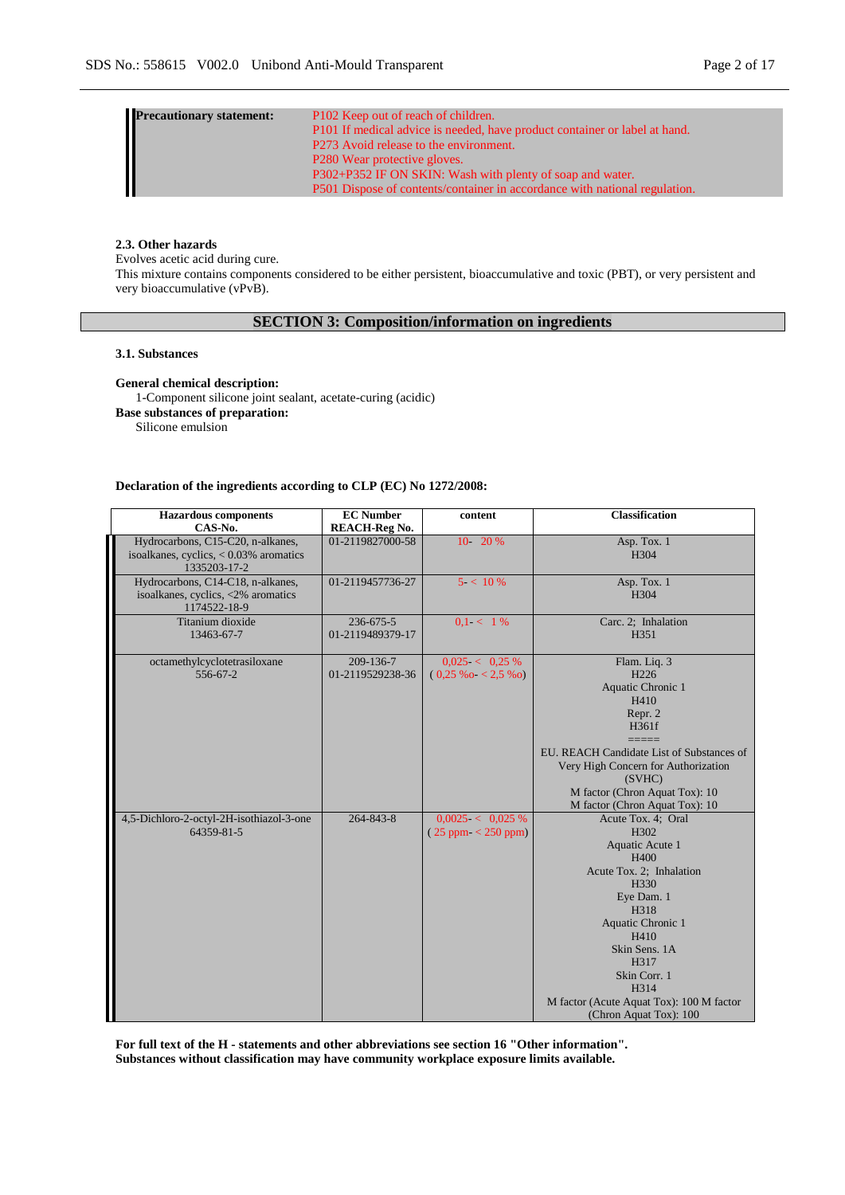| **Precautionary statement:** | P102 Keep out of reach of children.<br>P101 If medical advice is needed, have product container or label at hand.<br>P273 Avoid release to the environment.<br>P280 Wear protective gloves.<br>P302+P352 IF ON SKIN: Wash with plenty of soap and water.<br>P501 Dispose of contents/container in accordance with national regulation. |
|---|---|

### 2.3. Other hazards

Evolves acetic acid during cure.
This mixture contains components considered to be either persistent, bioaccumulative and toxic (PBT), or very persistent and very bioaccumulative (vPvB).

## SECTION 3: Composition/information on ingredients

### 3.1. Substances

**General chemical description:**
1-Component silicone joint sealant, acetate-curing (acidic)

**Base substances of preparation:**
Silicone emulsion

**Declaration of the ingredients according to CLP (EC) No 1272/2008:**

| Hazardous components<br>CAS-No. | EC Number<br>REACH-Reg No. | content | Classification |
|---|---|---|---|
| Hydrocarbons, C15-C20, n-alkanes, isoalkanes, cyclics, < 0.03% aromatics<br>1335203-17-2 | 01-2119827000-58 | 10- 20 % | Asp. Tox. 1<br>H304 |
| Hydrocarbons, C14-C18, n-alkanes, isoalkanes, cyclics, <2% aromatics<br>1174522-18-9 | 01-2119457736-27 | 5- < 10 % | Asp. Tox. 1<br>H304 |
| Titanium dioxide<br>13463-67-7 | 236-675-5<br>01-2119489379-17 | 0,1- < 1 % | Carc. 2; Inhalation<br>H351 |
| octamethylcyclotetrasiloxane<br>556-67-2 | 209-136-7<br>01-2119529238-36 | 0,025- < 0,25 %<br>( 0,25 ‰- < 2,5 ‰) | Flam. Liq. 3<br>H226<br>Aquatic Chronic 1<br>H410<br>Repr. 2<br>H361f<br>=====<br>EU. REACH Candidate List of Substances of Very High Concern for Authorization (SVHC)<br>M factor (Chron Aquat Tox): 10<br>M factor (Chron Aquat Tox): 10 |
| 4,5-Dichloro-2-octyl-2H-isothiazol-3-one<br>64359-81-5 | 264-843-8 | 0,0025- < 0,025 %<br>( 25 ppm- < 250 ppm) | Acute Tox. 4; Oral<br>H302<br>Aquatic Acute 1<br>H400<br>Acute Tox. 2; Inhalation<br>H330<br>Eye Dam. 1<br>H318<br>Aquatic Chronic 1<br>H410<br>Skin Sens. 1A<br>H317<br>Skin Corr. 1<br>H314<br>M factor (Acute Aquat Tox): 100 M factor (Chron Aquat Tox): 100 |

**For full text of the H - statements and other abbreviations see section 16 "Other information".**
**Substances without classification may have community workplace exposure limits available.**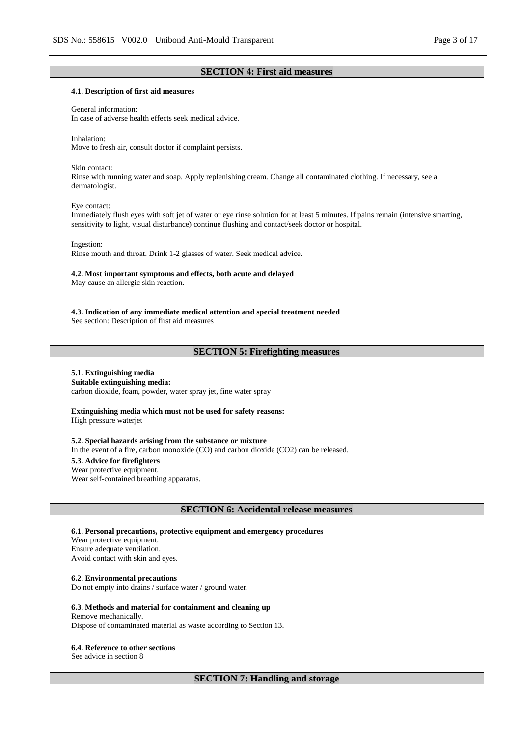## SECTION 4: First aid measures

### 4.1. Description of first aid measures

General information:
In case of adverse health effects seek medical advice.

Inhalation:
Move to fresh air, consult doctor if complaint persists.

Skin contact:
Rinse with running water and soap. Apply replenishing cream. Change all contaminated clothing. If necessary, see a dermatologist.

Eye contact:
Immediately flush eyes with soft jet of water or eye rinse solution for at least 5 minutes. If pains remain (intensive smarting, sensitivity to light, visual disturbance) continue flushing and contact/seek doctor or hospital.

Ingestion:
Rinse mouth and throat. Drink 1-2 glasses of water. Seek medical advice.

### 4.2. Most important symptoms and effects, both acute and delayed

May cause an allergic skin reaction.

### 4.3. Indication of any immediate medical attention and special treatment needed

See section: Description of first aid measures

## SECTION 5: Firefighting measures

### 5.1. Extinguishing media

**Suitable extinguishing media:**
carbon dioxide, foam, powder, water spray jet, fine water spray

**Extinguishing media which must not be used for safety reasons:**
High pressure waterjet

### 5.2. Special hazards arising from the substance or mixture

In the event of a fire, carbon monoxide (CO) and carbon dioxide ($CO_2$) can be released.

### 5.3. Advice for firefighters

Wear protective equipment.
Wear self-contained breathing apparatus.

## SECTION 6: Accidental release measures

### 6.1. Personal precautions, protective equipment and emergency procedures

Wear protective equipment.
Ensure adequate ventilation.
Avoid contact with skin and eyes.

### 6.2. Environmental precautions

Do not empty into drains / surface water / ground water.

### 6.3. Methods and material for containment and cleaning up

Remove mechanically.
Dispose of contaminated material as waste according to Section 13.

### 6.4. Reference to other sections

See advice in section 8

## SECTION 7: Handling and storage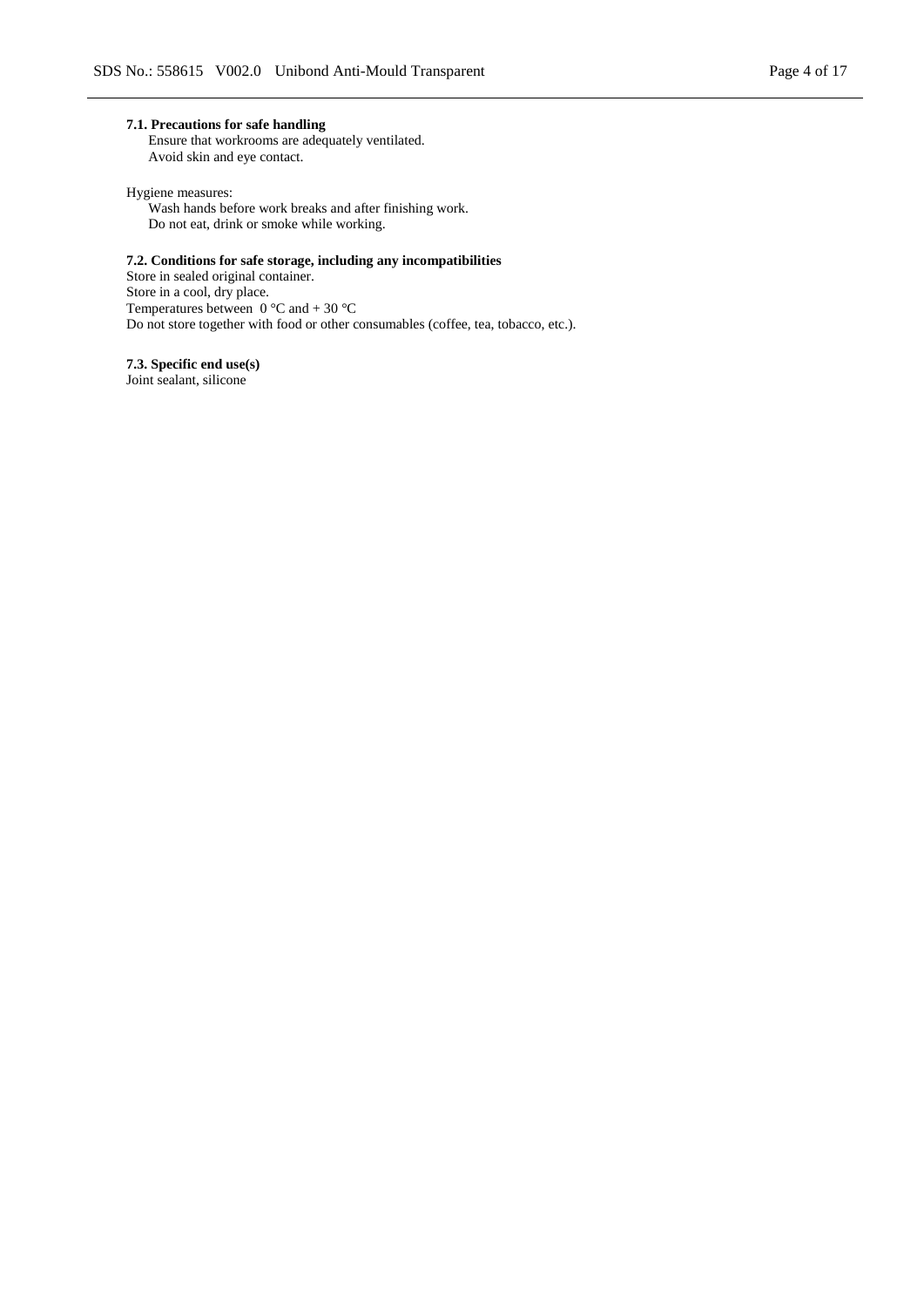**7.1. Precautions for safe handling**

Ensure that workrooms are adequately ventilated.
Avoid skin and eye contact.

Hygiene measures:

Wash hands before work breaks and after finishing work.
Do not eat, drink or smoke while working.

**7.2. Conditions for safe storage, including any incompatibilities**

Store in sealed original container.
Store in a cool, dry place.
Temperatures between 0 °C and + 30 °C
Do not store together with food or other consumables (coffee, tea, tobacco, etc.).

**7.3. Specific end use(s)**

Joint sealant, silicone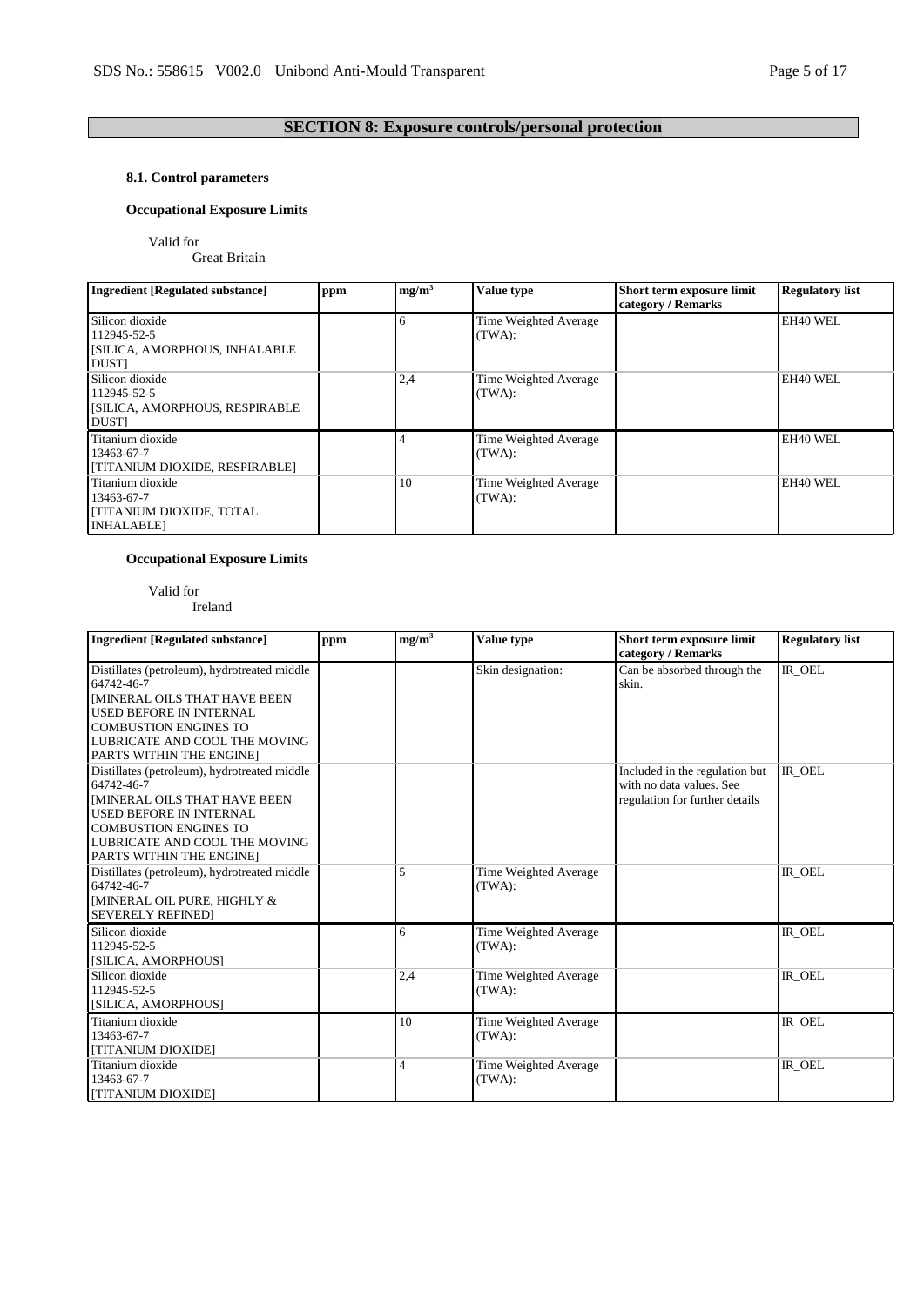## SECTION 8: Exposure controls/personal protection

### 8.1. Control parameters

**Occupational Exposure Limits**

Valid for
Great Britain

| Ingredient [Regulated substance] | ppm | mg/m³ | Value type | Short term exposure limit category / Remarks | Regulatory list |
|---|---|---|---|---|---|
| Silicon dioxide 112945-52-5 [SILICA, AMORPHOUS, INHALABLE DUST] | | 6 | Time Weighted Average (TWA): | | EH40 WEL |
| Silicon dioxide 112945-52-5 [SILICA, AMORPHOUS, RESPIRABLE DUST] | | 2,4 | Time Weighted Average (TWA): | | EH40 WEL |
| Titanium dioxide 13463-67-7 [TITANIUM DIOXIDE, RESPIRABLE] | | 4 | Time Weighted Average (TWA): | | EH40 WEL |
| Titanium dioxide 13463-67-7 [TITANIUM DIOXIDE, TOTAL INHALABLE] | | 10 | Time Weighted Average (TWA): | | EH40 WEL |

**Occupational Exposure Limits**

Valid for
Ireland

| Ingredient [Regulated substance] | ppm | mg/m³ | Value type | Short term exposure limit category / Remarks | Regulatory list |
|---|---|---|---|---|---|
| Distillates (petroleum), hydrotreated middle 64742-46-7 [MINERAL OILS THAT HAVE BEEN USED BEFORE IN INTERNAL COMBUSTION ENGINES TO LUBRICATE AND COOL THE MOVING PARTS WITHIN THE ENGINE] | | | Skin designation: | Can be absorbed through the skin. | IR_OEL |
| Distillates (petroleum), hydrotreated middle 64742-46-7 [MINERAL OILS THAT HAVE BEEN USED BEFORE IN INTERNAL COMBUSTION ENGINES TO LUBRICATE AND COOL THE MOVING PARTS WITHIN THE ENGINE] | | | | Included in the regulation but with no data values. See regulation for further details | IR_OEL |
| Distillates (petroleum), hydrotreated middle 64742-46-7 [MINERAL OIL PURE, HIGHLY & SEVERELY REFINED] | | 5 | Time Weighted Average (TWA): | | IR_OEL |
| Silicon dioxide 112945-52-5 [SILICA, AMORPHOUS] | | 6 | Time Weighted Average (TWA): | | IR_OEL |
| Silicon dioxide 112945-52-5 [SILICA, AMORPHOUS] | | 2,4 | Time Weighted Average (TWA): | | IR_OEL |
| Titanium dioxide 13463-67-7 [TITANIUM DIOXIDE] | | 10 | Time Weighted Average (TWA): | | IR_OEL |
| Titanium dioxide 13463-67-7 [TITANIUM DIOXIDE] | | 4 | Time Weighted Average (TWA): | | IR_OEL |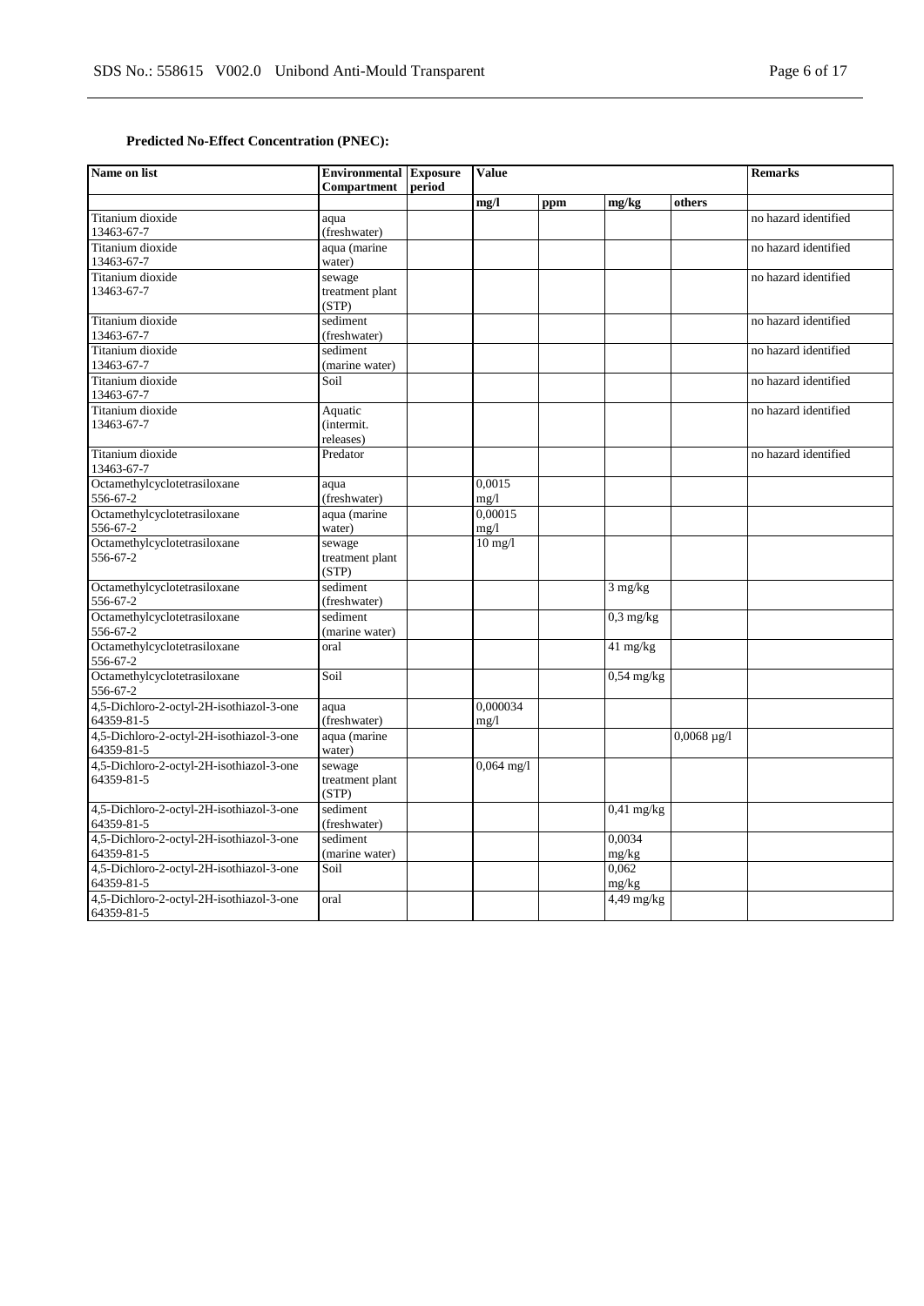**Predicted No-Effect Concentration (PNEC):**

| Name on list | Environmental Compartment | Exposure period | Value | | | | Remarks |
|---|---|---|---|---|---|---|---|
| | | | mg/l | ppm | mg/kg | others | |
| Titanium dioxide 13463-67-7 | aqua (freshwater) | | | | | | no hazard identified |
| Titanium dioxide 13463-67-7 | aqua (marine water) | | | | | | no hazard identified |
| Titanium dioxide 13463-67-7 | sewage treatment plant (STP) | | | | | | no hazard identified |
| Titanium dioxide 13463-67-7 | sediment (freshwater) | | | | | | no hazard identified |
| Titanium dioxide 13463-67-7 | sediment (marine water) | | | | | | no hazard identified |
| Titanium dioxide 13463-67-7 | Soil | | | | | | no hazard identified |
| Titanium dioxide 13463-67-7 | Aquatic (intermit. releases) | | | | | | no hazard identified |
| Titanium dioxide 13463-67-7 | Predator | | | | | | no hazard identified |
| Octamethylcyclotetrasiloxane 556-67-2 | aqua (freshwater) | | 0,0015 mg/l | | | | |
| Octamethylcyclotetrasiloxane 556-67-2 | aqua (marine water) | | 0,00015 mg/l | | | | |
| Octamethylcyclotetrasiloxane 556-67-2 | sewage treatment plant (STP) | | 10 mg/l | | | | |
| Octamethylcyclotetrasiloxane 556-67-2 | sediment (freshwater) | | | | 3 mg/kg | | |
| Octamethylcyclotetrasiloxane 556-67-2 | sediment (marine water) | | | | 0,3 mg/kg | | |
| Octamethylcyclotetrasiloxane 556-67-2 | oral | | | | 41 mg/kg | | |
| Octamethylcyclotetrasiloxane 556-67-2 | Soil | | | | 0,54 mg/kg | | |
| 4,5-Dichloro-2-octyl-2H-isothiazol-3-one 64359-81-5 | aqua (freshwater) | | 0,000034 mg/l | | | | |
| 4,5-Dichloro-2-octyl-2H-isothiazol-3-one 64359-81-5 | aqua (marine water) | | | | | 0,0068 µg/l | |
| 4,5-Dichloro-2-octyl-2H-isothiazol-3-one 64359-81-5 | sewage treatment plant (STP) | | 0,064 mg/l | | | | |
| 4,5-Dichloro-2-octyl-2H-isothiazol-3-one 64359-81-5 | sediment (freshwater) | | | | 0,41 mg/kg | | |
| 4,5-Dichloro-2-octyl-2H-isothiazol-3-one 64359-81-5 | sediment (marine water) | | | | 0,0034 mg/kg | | |
| 4,5-Dichloro-2-octyl-2H-isothiazol-3-one 64359-81-5 | Soil | | | | 0,062 mg/kg | | |
| 4,5-Dichloro-2-octyl-2H-isothiazol-3-one 64359-81-5 | oral | | | | 4,49 mg/kg | | |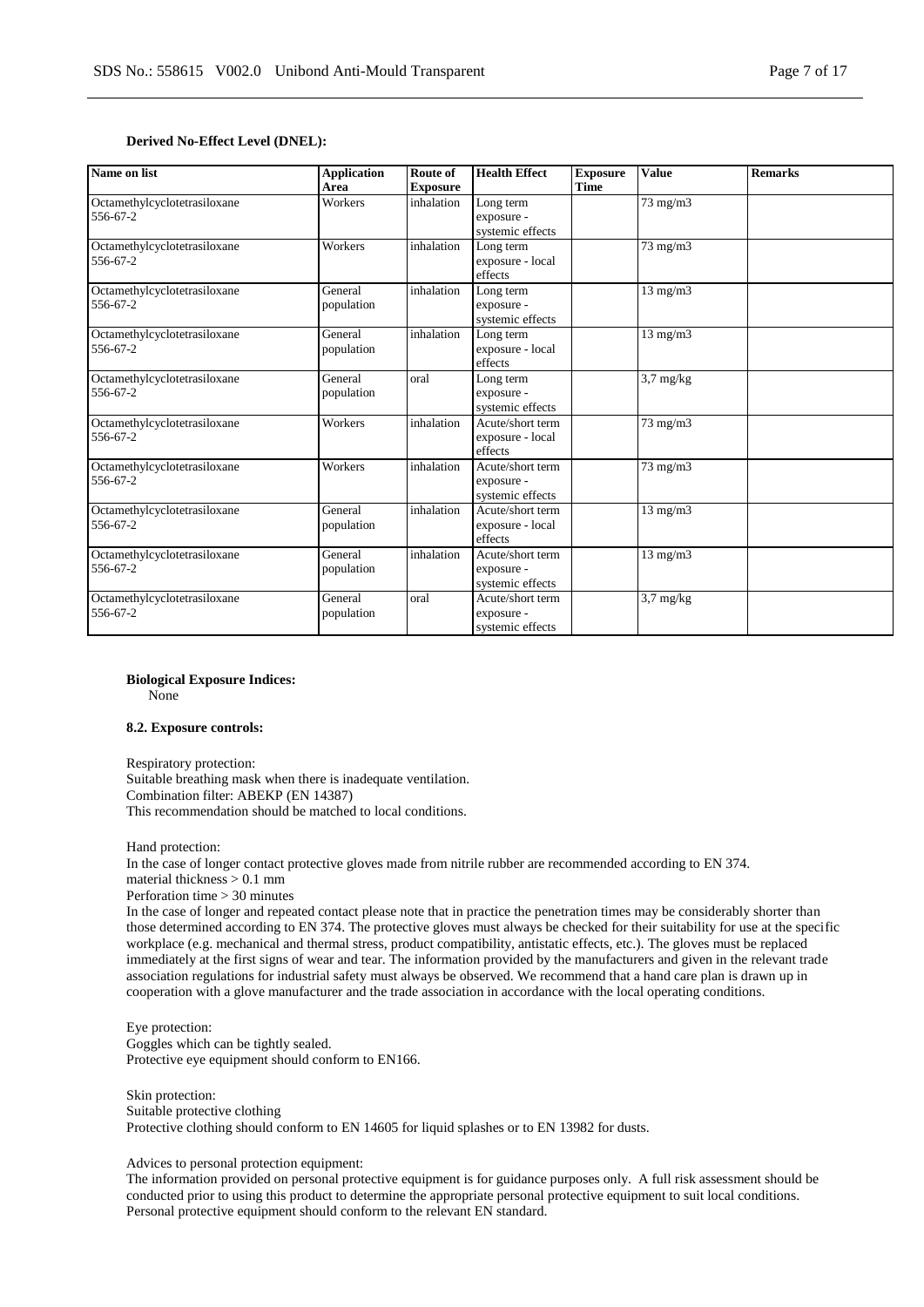**Derived No-Effect Level (DNEL):**

| Name on list | Application Area | Route of Exposure | Health Effect | Exposure Time | Value | Remarks |
|---|---|---|---|---|---|---|
| Octamethylcyclotetrasiloxane 556-67-2 | Workers | inhalation | Long term exposure - systemic effects | | 73 mg/m3 | |
| Octamethylcyclotetrasiloxane 556-67-2 | Workers | inhalation | Long term exposure - local effects | | 73 mg/m3 | |
| Octamethylcyclotetrasiloxane 556-67-2 | General population | inhalation | Long term exposure - systemic effects | | 13 mg/m3 | |
| Octamethylcyclotetrasiloxane 556-67-2 | General population | inhalation | Long term exposure - local effects | | 13 mg/m3 | |
| Octamethylcyclotetrasiloxane 556-67-2 | General population | oral | Long term exposure - systemic effects | | 3,7 mg/kg | |
| Octamethylcyclotetrasiloxane 556-67-2 | Workers | inhalation | Acute/short term exposure - local effects | | 73 mg/m3 | |
| Octamethylcyclotetrasiloxane 556-67-2 | Workers | inhalation | Acute/short term exposure - systemic effects | | 73 mg/m3 | |
| Octamethylcyclotetrasiloxane 556-67-2 | General population | inhalation | Acute/short term exposure - local effects | | 13 mg/m3 | |
| Octamethylcyclotetrasiloxane 556-67-2 | General population | inhalation | Acute/short term exposure - systemic effects | | 13 mg/m3 | |
| Octamethylcyclotetrasiloxane 556-67-2 | General population | oral | Acute/short term exposure - systemic effects | | 3,7 mg/kg | |

**Biological Exposure Indices:**
None

**8.2. Exposure controls:**

Respiratory protection:
Suitable breathing mask when there is inadequate ventilation.
Combination filter: ABEKP (EN 14387)
This recommendation should be matched to local conditions.

Hand protection:
In the case of longer contact protective gloves made from nitrile rubber are recommended according to EN 374.
material thickness > 0.1 mm
Perforation time > 30 minutes
In the case of longer and repeated contact please note that in practice the penetration times may be considerably shorter than those determined according to EN 374. The protective gloves must always be checked for their suitability for use at the specific workplace (e.g. mechanical and thermal stress, product compatibility, antistatic effects, etc.). The gloves must be replaced immediately at the first signs of wear and tear. The information provided by the manufacturers and given in the relevant trade association regulations for industrial safety must always be observed. We recommend that a hand care plan is drawn up in cooperation with a glove manufacturer and the trade association in accordance with the local operating conditions.

Eye protection:
Goggles which can be tightly sealed.
Protective eye equipment should conform to EN166.

Skin protection:
Suitable protective clothing
Protective clothing should conform to EN 14605 for liquid splashes or to EN 13982 for dusts.

Advices to personal protection equipment:
The information provided on personal protective equipment is for guidance purposes only. A full risk assessment should be conducted prior to using this product to determine the appropriate personal protective equipment to suit local conditions. Personal protective equipment should conform to the relevant EN standard.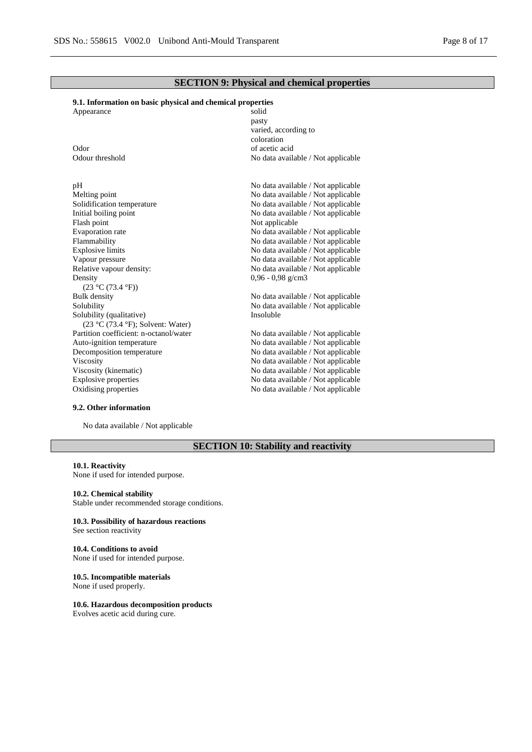## SECTION 9: Physical and chemical properties

**9.1. Information on basic physical and chemical properties**

| Property | Value |
| --- | --- |
| Appearance | solid<br>pasty<br>varied, according to coloration |
| Odor | of acetic acid |
| Odour threshold | No data available / Not applicable |
| pH | No data available / Not applicable |
| Melting point | No data available / Not applicable |
| Solidification temperature | No data available / Not applicable |
| Initial boiling point | No data available / Not applicable |
| Flash point | Not applicable |
| Evaporation rate | No data available / Not applicable |
| Flammability | No data available / Not applicable |
| Explosive limits | No data available / Not applicable |
| Vapour pressure | No data available / Not applicable |
| Relative vapour density: | No data available / Not applicable |
| Density<br>(23 °C (73.4 °F)) | 0,96 - 0,98 g/cm3 |
| Bulk density | No data available / Not applicable |
| Solubility | No data available / Not applicable |
| Solubility (qualitative)<br>(23 °C (73.4 °F); Solvent: Water) | Insoluble |
| Partition coefficient: n-octanol/water | No data available / Not applicable |
| Auto-ignition temperature | No data available / Not applicable |
| Decomposition temperature | No data available / Not applicable |
| Viscosity | No data available / Not applicable |
| Viscosity (kinematic) | No data available / Not applicable |
| Explosive properties | No data available / Not applicable |
| Oxidising properties | No data available / Not applicable |

**9.2. Other information**

No data available / Not applicable

## SECTION 10: Stability and reactivity

**10.1. Reactivity**
None if used for intended purpose.

**10.2. Chemical stability**
Stable under recommended storage conditions.

**10.3. Possibility of hazardous reactions**
See section reactivity

**10.4. Conditions to avoid**
None if used for intended purpose.

**10.5. Incompatible materials**
None if used properly.

**10.6. Hazardous decomposition products**
Evolves acetic acid during cure.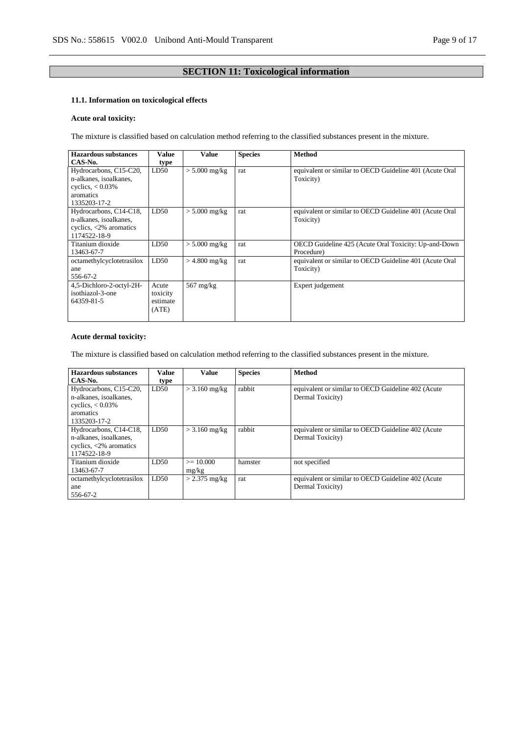# SECTION 11: Toxicological information

### 11.1. Information on toxicological effects

**Acute oral toxicity:**

The mixture is classified based on calculation method referring to the classified substances present in the mixture.

| Hazardous substances CAS-No. | Value type | Value | Species | Method |
|---|---|---|---|---|
| Hydrocarbons, C15-C20, n-alkanes, isoalkanes, cyclics, < 0.03% aromatics 1335203-17-2 | LD50 | > 5.000 mg/kg | rat | equivalent or similar to OECD Guideline 401 (Acute Oral Toxicity) |
| Hydrocarbons, C14-C18, n-alkanes, isoalkanes, cyclics, <2% aromatics 1174522-18-9 | LD50 | > 5.000 mg/kg | rat | equivalent or similar to OECD Guideline 401 (Acute Oral Toxicity) |
| Titanium dioxide 13463-67-7 | LD50 | > 5.000 mg/kg | rat | OECD Guideline 425 (Acute Oral Toxicity: Up-and-Down Procedure) |
| octamethylcyclotetrasiloxane 556-67-2 | LD50 | > 4.800 mg/kg | rat | equivalent or similar to OECD Guideline 401 (Acute Oral Toxicity) |
| 4,5-Dichloro-2-octyl-2H-isothiazol-3-one 64359-81-5 | Acute toxicity estimate (ATE) | 567 mg/kg | | Expert judgement |

**Acute dermal toxicity:**

The mixture is classified based on calculation method referring to the classified substances present in the mixture.

| Hazardous substances CAS-No. | Value type | Value | Species | Method |
|---|---|---|---|---|
| Hydrocarbons, C15-C20, n-alkanes, isoalkanes, cyclics, < 0.03% aromatics 1335203-17-2 | LD50 | > 3.160 mg/kg | rabbit | equivalent or similar to OECD Guideline 402 (Acute Dermal Toxicity) |
| Hydrocarbons, C14-C18, n-alkanes, isoalkanes, cyclics, <2% aromatics 1174522-18-9 | LD50 | > 3.160 mg/kg | rabbit | equivalent or similar to OECD Guideline 402 (Acute Dermal Toxicity) |
| Titanium dioxide 13463-67-7 | LD50 | >= 10.000 mg/kg | hamster | not specified |
| octamethylcyclotetrasiloxane 556-67-2 | LD50 | > 2.375 mg/kg | rat | equivalent or similar to OECD Guideline 402 (Acute Dermal Toxicity) |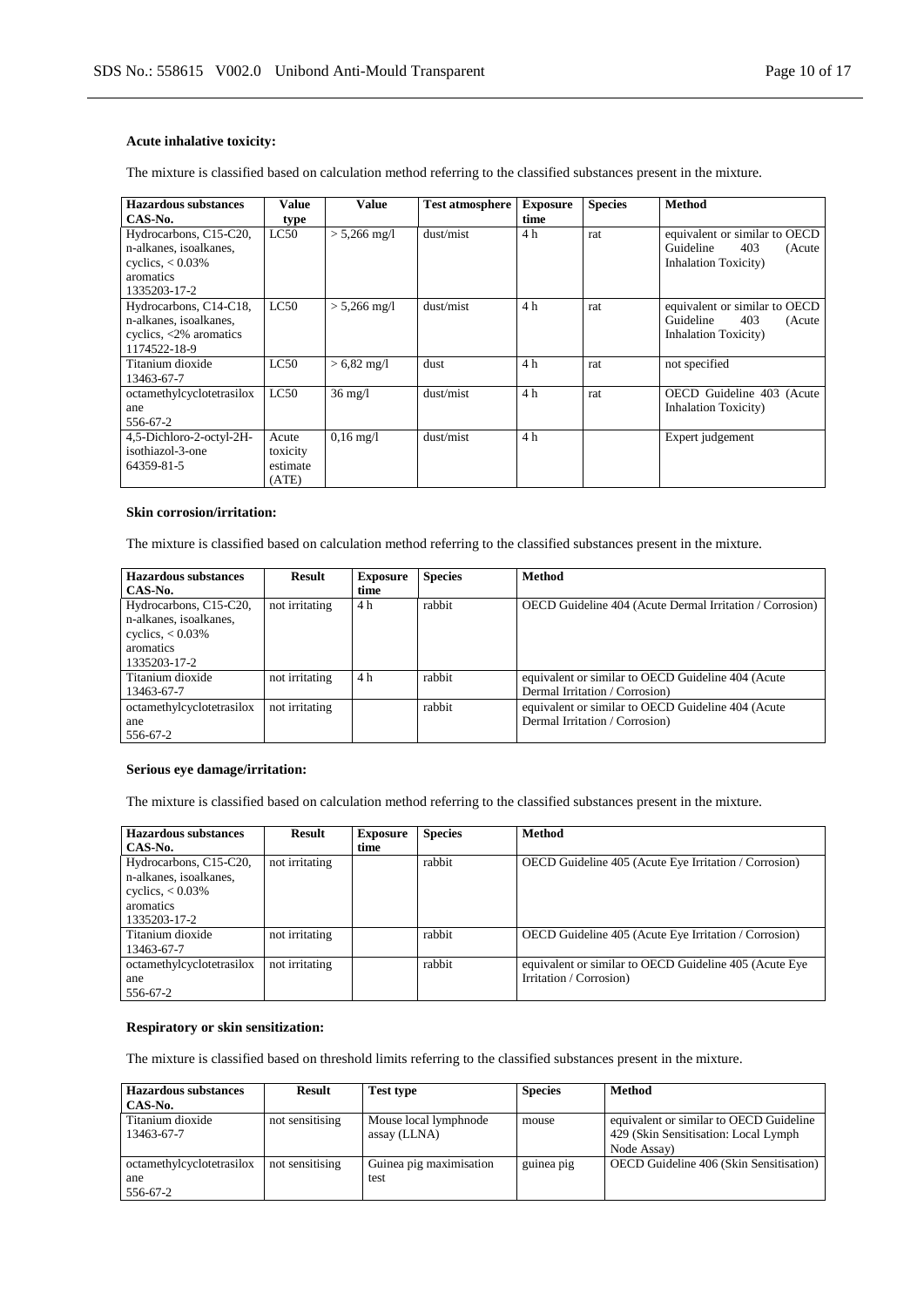**Acute inhalative toxicity:**

The mixture is classified based on calculation method referring to the classified substances present in the mixture.

| Hazardous substances CAS-No. | Value type | Value | Test atmosphere | Exposure time | Species | Method |
|---|---|---|---|---|---|---|
| Hydrocarbons, C15-C20, n-alkanes, isoalkanes, cyclics, < 0.03% aromatics 1335203-17-2 | LC50 | > 5,266 mg/l | dust/mist | 4 h | rat | equivalent or similar to OECD Guideline 403 (Acute Inhalation Toxicity) |
| Hydrocarbons, C14-C18, n-alkanes, isoalkanes, cyclics, <2% aromatics 1174522-18-9 | LC50 | > 5,266 mg/l | dust/mist | 4 h | rat | equivalent or similar to OECD Guideline 403 (Acute Inhalation Toxicity) |
| Titanium dioxide 13463-67-7 | LC50 | > 6,82 mg/l | dust | 4 h | rat | not specified |
| octamethylcyclotetrasiloxane 556-67-2 | LC50 | 36 mg/l | dust/mist | 4 h | rat | OECD Guideline 403 (Acute Inhalation Toxicity) |
| 4,5-Dichloro-2-octyl-2H-isothiazol-3-one 64359-81-5 | Acute toxicity estimate (ATE) | 0,16 mg/l | dust/mist | 4 h | | Expert judgement |

**Skin corrosion/irritation:**

The mixture is classified based on calculation method referring to the classified substances present in the mixture.

| Hazardous substances CAS-No. | Result | Exposure time | Species | Method |
|---|---|---|---|---|
| Hydrocarbons, C15-C20, n-alkanes, isoalkanes, cyclics, < 0.03% aromatics 1335203-17-2 | not irritating | 4 h | rabbit | OECD Guideline 404 (Acute Dermal Irritation / Corrosion) |
| Titanium dioxide 13463-67-7 | not irritating | 4 h | rabbit | equivalent or similar to OECD Guideline 404 (Acute Dermal Irritation / Corrosion) |
| octamethylcyclotetrasiloxane 556-67-2 | not irritating | | rabbit | equivalent or similar to OECD Guideline 404 (Acute Dermal Irritation / Corrosion) |

**Serious eye damage/irritation:**

The mixture is classified based on calculation method referring to the classified substances present in the mixture.

| Hazardous substances CAS-No. | Result | Exposure time | Species | Method |
|---|---|---|---|---|
| Hydrocarbons, C15-C20, n-alkanes, isoalkanes, cyclics, < 0.03% aromatics 1335203-17-2 | not irritating | | rabbit | OECD Guideline 405 (Acute Eye Irritation / Corrosion) |
| Titanium dioxide 13463-67-7 | not irritating | | rabbit | OECD Guideline 405 (Acute Eye Irritation / Corrosion) |
| octamethylcyclotetrasiloxane 556-67-2 | not irritating | | rabbit | equivalent or similar to OECD Guideline 405 (Acute Eye Irritation / Corrosion) |

**Respiratory or skin sensitization:**

The mixture is classified based on threshold limits referring to the classified substances present in the mixture.

| Hazardous substances CAS-No. | Result | Test type | Species | Method |
|---|---|---|---|---|
| Titanium dioxide 13463-67-7 | not sensitising | Mouse local lymphnode assay (LLNA) | mouse | equivalent or similar to OECD Guideline 429 (Skin Sensitisation: Local Lymph Node Assay) |
| octamethylcyclotetrasiloxane 556-67-2 | not sensitising | Guinea pig maximisation test | guinea pig | OECD Guideline 406 (Skin Sensitisation) |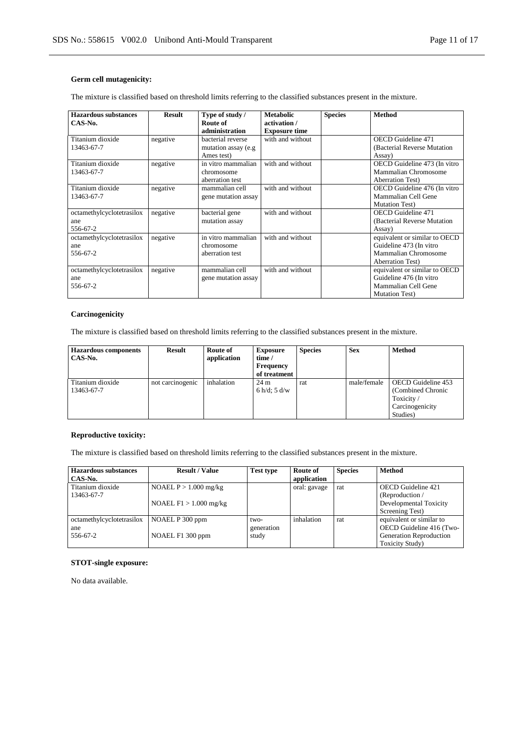**Germ cell mutagenicity:**

The mixture is classified based on threshold limits referring to the classified substances present in the mixture.

| Hazardous substances CAS-No. | Result | Type of study / Route of administration | Metabolic activation / Exposure time | Species | Method |
|---|---|---|---|---|---|
| Titanium dioxide 13463-67-7 | negative | bacterial reverse mutation assay (e.g Ames test) | with and without | | OECD Guideline 471 (Bacterial Reverse Mutation Assay) |
| Titanium dioxide 13463-67-7 | negative | in vitro mammalian chromosome aberration test | with and without | | OECD Guideline 473 (In vitro Mammalian Chromosome Aberration Test) |
| Titanium dioxide 13463-67-7 | negative | mammalian cell gene mutation assay | with and without | | OECD Guideline 476 (In vitro Mammalian Cell Gene Mutation Test) |
| octamethylcyclotetrasiloxane 556-67-2 | negative | bacterial gene mutation assay | with and without | | OECD Guideline 471 (Bacterial Reverse Mutation Assay) |
| octamethylcyclotetrasiloxane 556-67-2 | negative | in vitro mammalian chromosome aberration test | with and without | | equivalent or similar to OECD Guideline 473 (In vitro Mammalian Chromosome Aberration Test) |
| octamethylcyclotetrasiloxane 556-67-2 | negative | mammalian cell gene mutation assay | with and without | | equivalent or similar to OECD Guideline 476 (In vitro Mammalian Cell Gene Mutation Test) |

**Carcinogenicity**

The mixture is classified based on threshold limits referring to the classified substances present in the mixture.

| Hazardous components CAS-No. | Result | Route of application | Exposure time / Frequency of treatment | Species | Sex | Method |
|---|---|---|---|---|---|---|
| Titanium dioxide 13463-67-7 | not carcinogenic | inhalation | 24 m 6 h/d; 5 d/w | rat | male/female | OECD Guideline 453 (Combined Chronic Toxicity / Carcinogenicity Studies) |

**Reproductive toxicity:**

The mixture is classified based on threshold limits referring to the classified substances present in the mixture.

| Hazardous substances CAS-No. | Result / Value | Test type | Route of application | Species | Method |
|---|---|---|---|---|---|
| Titanium dioxide 13463-67-7 | NOAEL P > 1.000 mg/kg<br>NOAEL F1 > 1.000 mg/kg | | oral: gavage | rat | OECD Guideline 421 (Reproduction / Developmental Toxicity Screening Test) |
| octamethylcyclotetrasiloxane 556-67-2 | NOAEL P 300 ppm<br>NOAEL F1 300 ppm | two-generation study | inhalation | rat | equivalent or similar to OECD Guideline 416 (Two-Generation Reproduction Toxicity Study) |

**STOT-single exposure:**

No data available.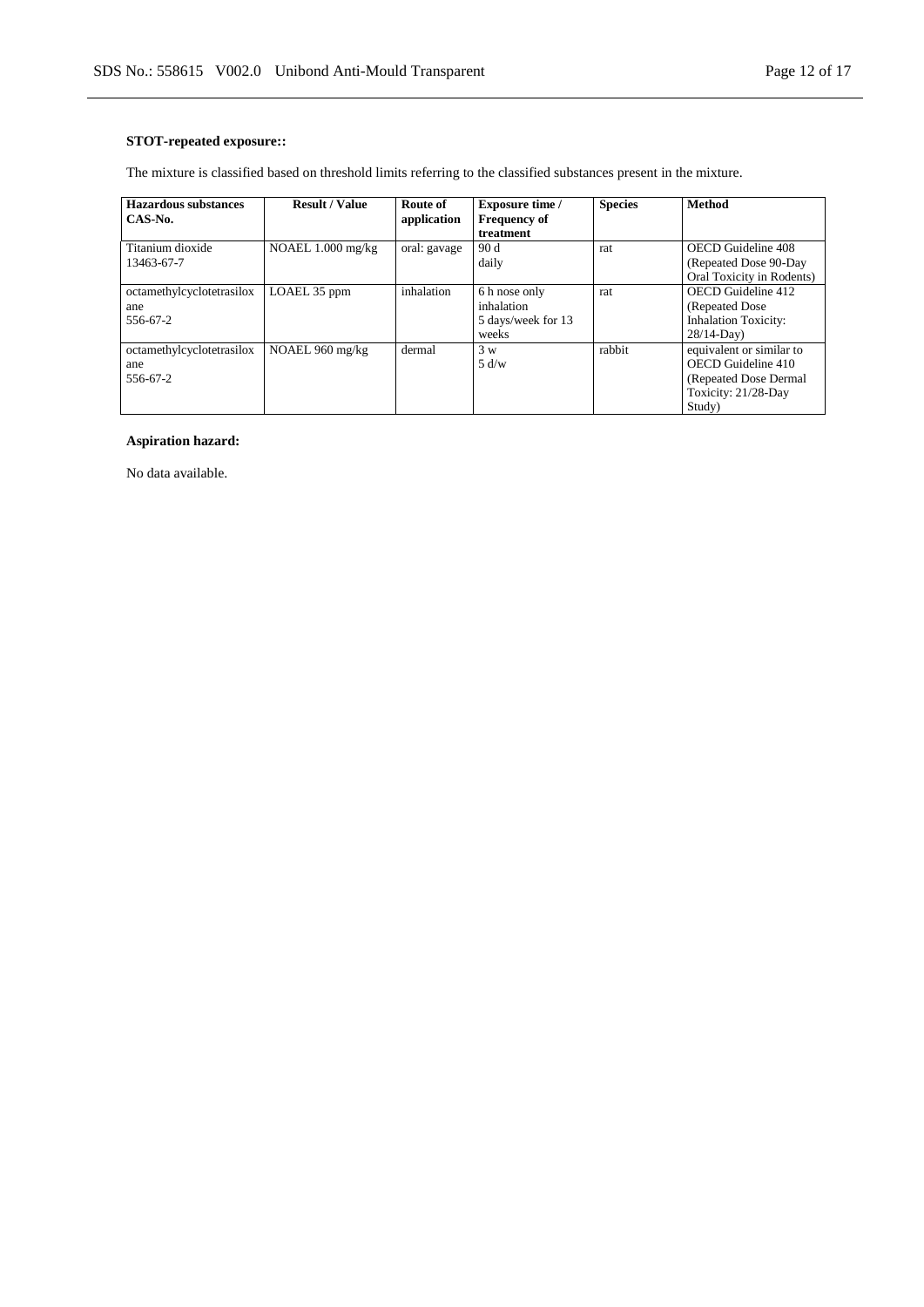**STOT-repeated exposure::**

The mixture is classified based on threshold limits referring to the classified substances present in the mixture.

| Hazardous substances CAS-No. | Result / Value | Route of application | Exposure time / Frequency of treatment | Species | Method |
|---|---|---|---|---|---|
| Titanium dioxide 13463-67-7 | NOAEL 1.000 mg/kg | oral: gavage | 90 d daily | rat | OECD Guideline 408 (Repeated Dose 90-Day Oral Toxicity in Rodents) |
| octamethylcyclotetrasiloxane 556-67-2 | LOAEL 35 ppm | inhalation | 6 h nose only inhalation 5 days/week for 13 weeks | rat | OECD Guideline 412 (Repeated Dose Inhalation Toxicity: 28/14-Day) |
| octamethylcyclotetrasiloxane 556-67-2 | NOAEL 960 mg/kg | dermal | 3 w 5 d/w | rabbit | equivalent or similar to OECD Guideline 410 (Repeated Dose Dermal Toxicity: 21/28-Day Study) |

**Aspiration hazard:**

No data available.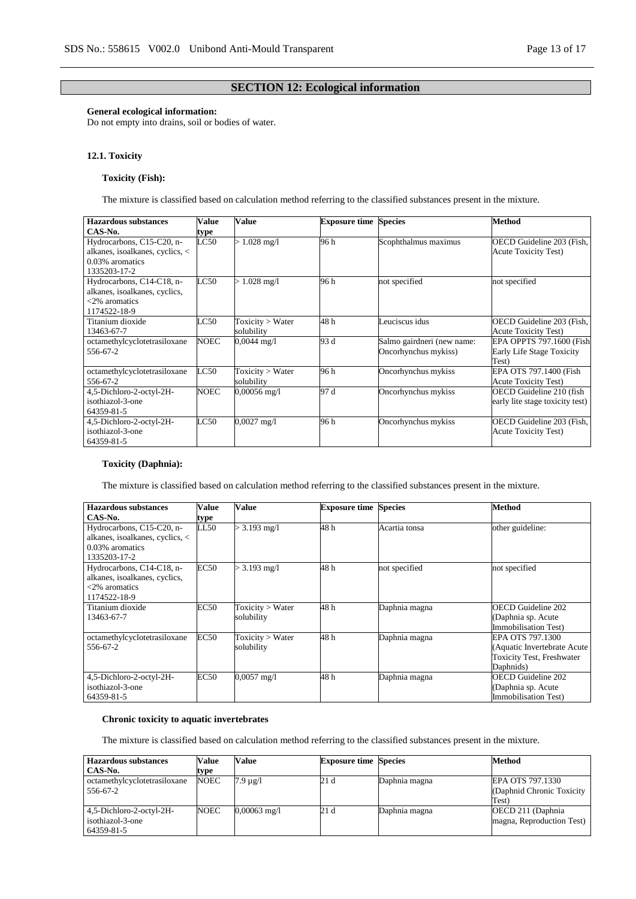## SECTION 12: Ecological information

**General ecological information:**
Do not empty into drains, soil or bodies of water.

### 12.1. Toxicity

#### Toxicity (Fish):

The mixture is classified based on calculation method referring to the classified substances present in the mixture.

| Hazardous substances CAS-No. | Value type | Value | Exposure time | Species | Method |
|---|---|---|---|---|---|
| Hydrocarbons, C15-C20, n-alkanes, isoalkanes, cyclics, < 0.03% aromatics 1335203-17-2 | LC50 | > 1.028 mg/l | 96 h | Scophthalmus maximus | OECD Guideline 203 (Fish, Acute Toxicity Test) |
| Hydrocarbons, C14-C18, n-alkanes, isoalkanes, cyclics, <2% aromatics 1174522-18-9 | LC50 | > 1.028 mg/l | 96 h | not specified | not specified |
| Titanium dioxide 13463-67-7 | LC50 | Toxicity > Water solubility | 48 h | Leuciscus idus | OECD Guideline 203 (Fish, Acute Toxicity Test) |
| octamethylcyclotetrasiloxane 556-67-2 | NOEC | 0,0044 mg/l | 93 d | Salmo gairdneri (new name: Oncorhynchus mykiss) | EPA OPPTS 797.1600 (Fish Early Life Stage Toxicity Test) |
| octamethylcyclotetrasiloxane 556-67-2 | LC50 | Toxicity > Water solubility | 96 h | Oncorhynchus mykiss | EPA OTS 797.1400 (Fish Acute Toxicity Test) |
| 4,5-Dichloro-2-octyl-2H-isothiazol-3-one 64359-81-5 | NOEC | 0,00056 mg/l | 97 d | Oncorhynchus mykiss | OECD Guideline 210 (fish early lite stage toxicity test) |
| 4,5-Dichloro-2-octyl-2H-isothiazol-3-one 64359-81-5 | LC50 | 0,0027 mg/l | 96 h | Oncorhynchus mykiss | OECD Guideline 203 (Fish, Acute Toxicity Test) |

#### Toxicity (Daphnia):

The mixture is classified based on calculation method referring to the classified substances present in the mixture.

| Hazardous substances CAS-No. | Value type | Value | Exposure time | Species | Method |
|---|---|---|---|---|---|
| Hydrocarbons, C15-C20, n-alkanes, isoalkanes, cyclics, < 0.03% aromatics 1335203-17-2 | LL50 | > 3.193 mg/l | 48 h | Acartia tonsa | other guideline: |
| Hydrocarbons, C14-C18, n-alkanes, isoalkanes, cyclics, <2% aromatics 1174522-18-9 | EC50 | > 3.193 mg/l | 48 h | not specified | not specified |
| Titanium dioxide 13463-67-7 | EC50 | Toxicity > Water solubility | 48 h | Daphnia magna | OECD Guideline 202 (Daphnia sp. Acute Immobilisation Test) |
| octamethylcyclotetrasiloxane 556-67-2 | EC50 | Toxicity > Water solubility | 48 h | Daphnia magna | EPA OTS 797.1300 (Aquatic Invertebrate Acute Toxicity Test, Freshwater Daphnids) |
| 4,5-Dichloro-2-octyl-2H-isothiazol-3-one 64359-81-5 | EC50 | 0,0057 mg/l | 48 h | Daphnia magna | OECD Guideline 202 (Daphnia sp. Acute Immobilisation Test) |

#### Chronic toxicity to aquatic invertebrates

The mixture is classified based on calculation method referring to the classified substances present in the mixture.

| Hazardous substances CAS-No. | Value type | Value | Exposure time | Species | Method |
|---|---|---|---|---|---|
| octamethylcyclotetrasiloxane 556-67-2 | NOEC | 7.9 µg/l | 21 d | Daphnia magna | EPA OTS 797.1330 (Daphnid Chronic Toxicity Test) |
| 4,5-Dichloro-2-octyl-2H-isothiazol-3-one 64359-81-5 | NOEC | 0,00063 mg/l | 21 d | Daphnia magna | OECD 211 (Daphnia magna, Reproduction Test) |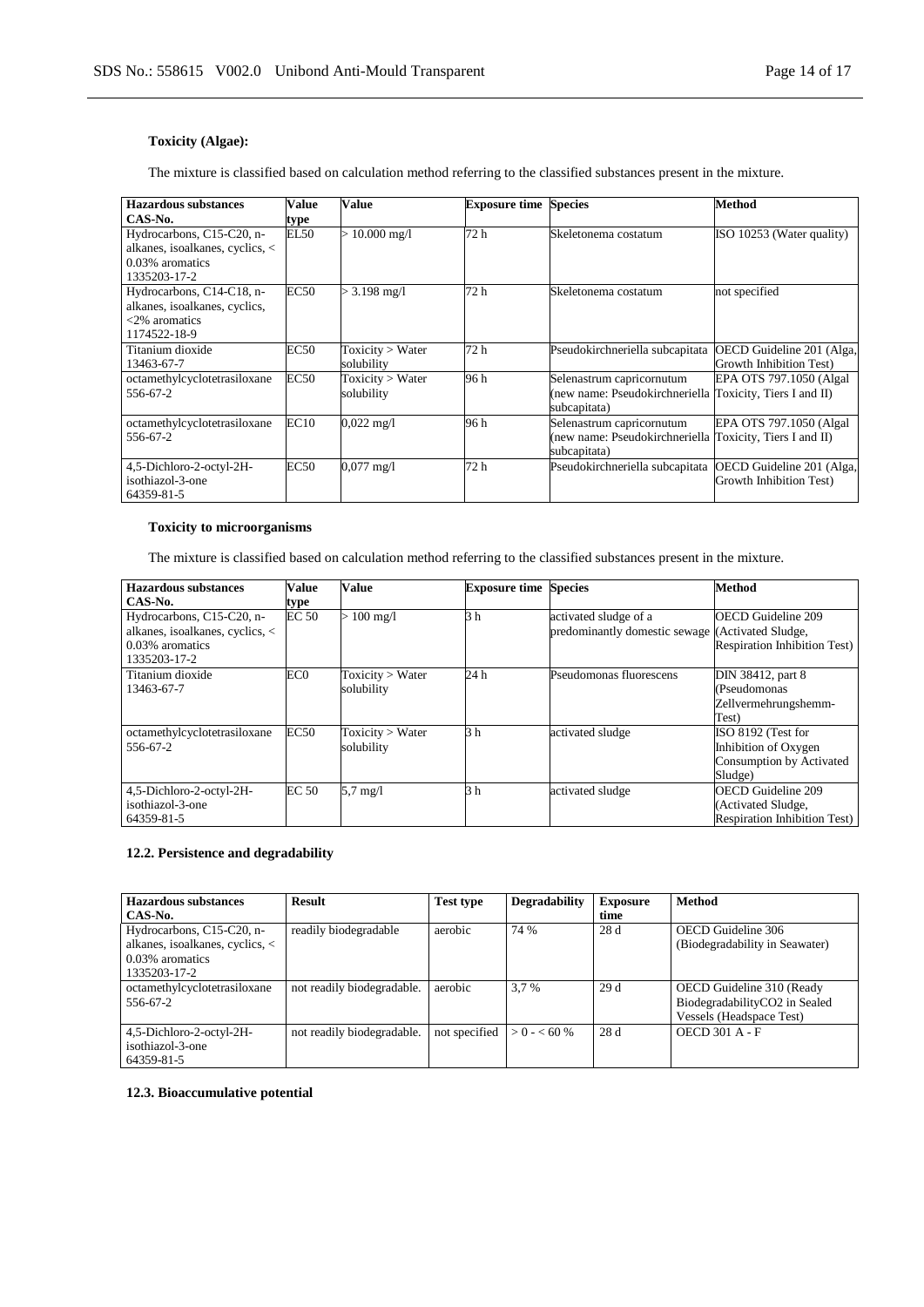**Toxicity (Algae):**

The mixture is classified based on calculation method referring to the classified substances present in the mixture.

| Hazardous substances CAS-No. | Value type | Value | Exposure time | Species | Method |
|---|---|---|---|---|---|
| Hydrocarbons, C15-C20, n-alkanes, isoalkanes, cyclics, < 0.03% aromatics 1335203-17-2 | EL50 | > 10.000 mg/l | 72 h | Skeletonema costatum | ISO 10253 (Water quality) |
| Hydrocarbons, C14-C18, n-alkanes, isoalkanes, cyclics, <2% aromatics 1174522-18-9 | EC50 | > 3.198 mg/l | 72 h | Skeletonema costatum | not specified |
| Titanium dioxide 13463-67-7 | EC50 | Toxicity > Water solubility | 72 h | Pseudokirchneriella subcapitata | OECD Guideline 201 (Alga, Growth Inhibition Test) |
| octamethylcyclotetrasiloxane 556-67-2 | EC50 | Toxicity > Water solubility | 96 h | Selenastrum capricornutum (new name: Pseudokirchneriella subcapitata) | EPA OTS 797.1050 (Algal Toxicity, Tiers I and II) |
| octamethylcyclotetrasiloxane 556-67-2 | EC10 | 0,022 mg/l | 96 h | Selenastrum capricornutum (new name: Pseudokirchneriella subcapitata) | EPA OTS 797.1050 (Algal Toxicity, Tiers I and II) |
| 4,5-Dichloro-2-octyl-2H-isothiazol-3-one 64359-81-5 | EC50 | 0,077 mg/l | 72 h | Pseudokirchneriella subcapitata | OECD Guideline 201 (Alga, Growth Inhibition Test) |

**Toxicity to microorganisms**

The mixture is classified based on calculation method referring to the classified substances present in the mixture.

| Hazardous substances CAS-No. | Value type | Value | Exposure time | Species | Method |
|---|---|---|---|---|---|
| Hydrocarbons, C15-C20, n-alkanes, isoalkanes, cyclics, < 0.03% aromatics 1335203-17-2 | EC 50 | > 100 mg/l | 3 h | activated sludge of a predominantly domestic sewage | OECD Guideline 209 (Activated Sludge, Respiration Inhibition Test) |
| Titanium dioxide 13463-67-7 | EC0 | Toxicity > Water solubility | 24 h | Pseudomonas fluorescens | DIN 38412, part 8 (Pseudomonas Zellvermehrungshemm-Test) |
| octamethylcyclotetrasiloxane 556-67-2 | EC50 | Toxicity > Water solubility | 3 h | activated sludge | ISO 8192 (Test for Inhibition of Oxygen Consumption by Activated Sludge) |
| 4,5-Dichloro-2-octyl-2H-isothiazol-3-one 64359-81-5 | EC 50 | 5,7 mg/l | 3 h | activated sludge | OECD Guideline 209 (Activated Sludge, Respiration Inhibition Test) |

**12.2. Persistence and degradability**

| Hazardous substances CAS-No. | Result | Test type | Degradability | Exposure time | Method |
|---|---|---|---|---|---|
| Hydrocarbons, C15-C20, n-alkanes, isoalkanes, cyclics, < 0.03% aromatics 1335203-17-2 | readily biodegradable | aerobic | 74 % | 28 d | OECD Guideline 306 (Biodegradability in Seawater) |
| octamethylcyclotetrasiloxane 556-67-2 | not readily biodegradable. | aerobic | 3,7 % | 29 d | OECD Guideline 310 (Ready BiodegradabilityCO2 in Sealed Vessels (Headspace Test) |
| 4,5-Dichloro-2-octyl-2H-isothiazol-3-one 64359-81-5 | not readily biodegradable. | not specified | > 0 - < 60 % | 28 d | OECD 301 A - F |

**12.3. Bioaccumulative potential**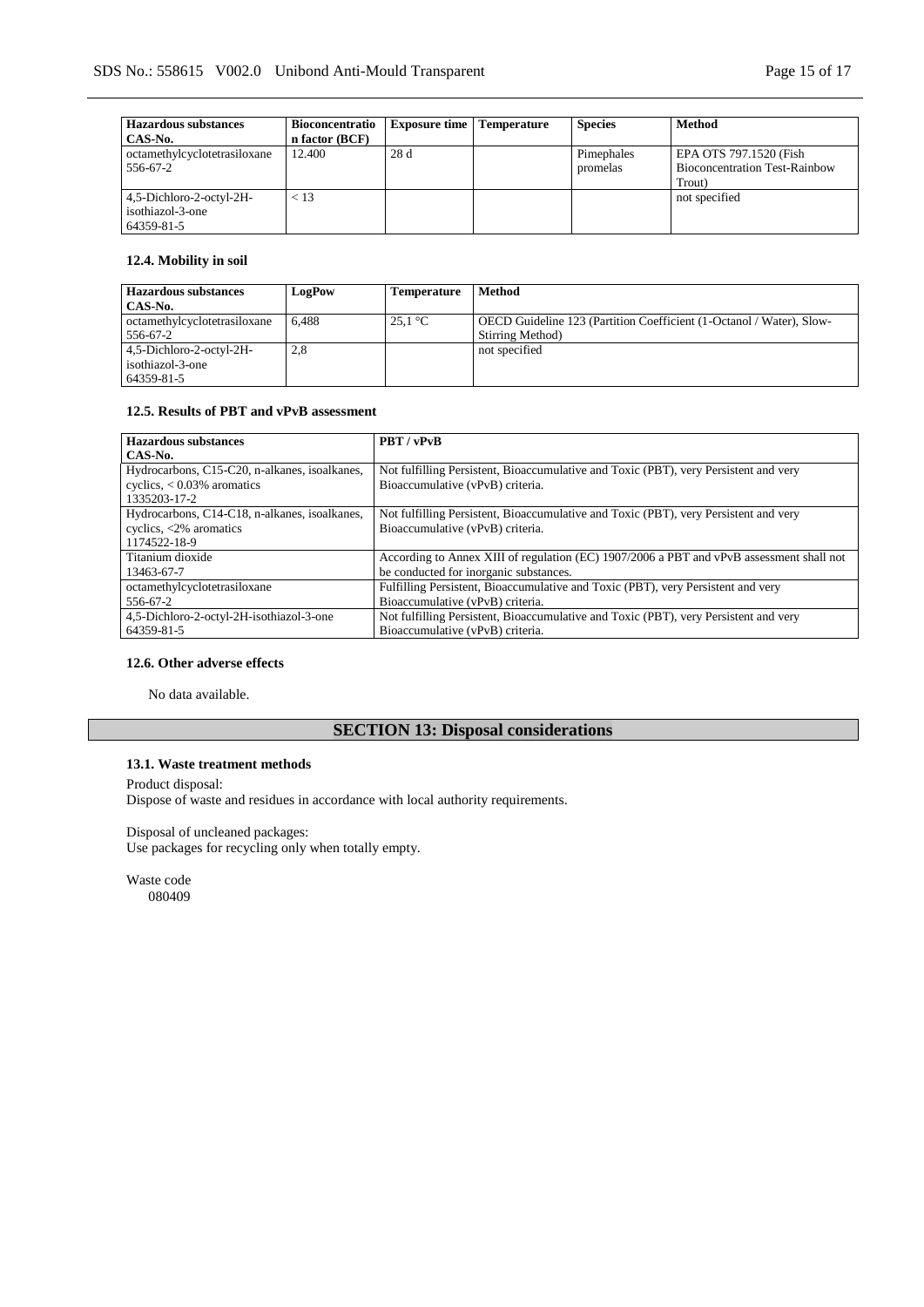| Hazardous substances<br>CAS-No. | Bioconcentration factor (BCF) | Exposure time | Temperature | Species | Method |
|---|---|---|---|---|---|
| octamethylcyclotetrasiloxane<br>556-67-2 | 12.400 | 28 d | | Pimephales promelas | EPA OTS 797.1520 (Fish Bioconcentration Test-Rainbow Trout) |
| 4,5-Dichloro-2-octyl-2H-isothiazol-3-one<br>64359-81-5 | < 13 | | | | not specified |

### 12.4. Mobility in soil

| Hazardous substances<br>CAS-No. | LogPow | Temperature | Method |
|---|---|---|---|
| octamethylcyclotetrasiloxane<br>556-67-2 | 6,488 | 25,1 °C | OECD Guideline 123 (Partition Coefficient (1-Octanol / Water), Slow-Stirring Method) |
| 4,5-Dichloro-2-octyl-2H-isothiazol-3-one<br>64359-81-5 | 2,8 | | not specified |

### 12.5. Results of PBT and vPvB assessment

| Hazardous substances<br>CAS-No. | PBT / vPvB |
|---|---|
| Hydrocarbons, C15-C20, n-alkanes, isoalkanes, cyclics, < 0.03% aromatics<br>1335203-17-2 | Not fulfilling Persistent, Bioaccumulative and Toxic (PBT), very Persistent and very Bioaccumulative (vPvB) criteria. |
| Hydrocarbons, C14-C18, n-alkanes, isoalkanes, cyclics, <2% aromatics<br>1174522-18-9 | Not fulfilling Persistent, Bioaccumulative and Toxic (PBT), very Persistent and very Bioaccumulative (vPvB) criteria. |
| Titanium dioxide<br>13463-67-7 | According to Annex XIII of regulation (EC) 1907/2006 a PBT and vPvB assessment shall not be conducted for inorganic substances. |
| octamethylcyclotetrasiloxane<br>556-67-2 | Fulfilling Persistent, Bioaccumulative and Toxic (PBT), very Persistent and very Bioaccumulative (vPvB) criteria. |
| 4,5-Dichloro-2-octyl-2H-isothiazol-3-one<br>64359-81-5 | Not fulfilling Persistent, Bioaccumulative and Toxic (PBT), very Persistent and very Bioaccumulative (vPvB) criteria. |

### 12.6. Other adverse effects

No data available.

## SECTION 13: Disposal considerations

### 13.1. Waste treatment methods

Product disposal:
Dispose of waste and residues in accordance with local authority requirements.

Disposal of uncleaned packages:
Use packages for recycling only when totally empty.

Waste code
080409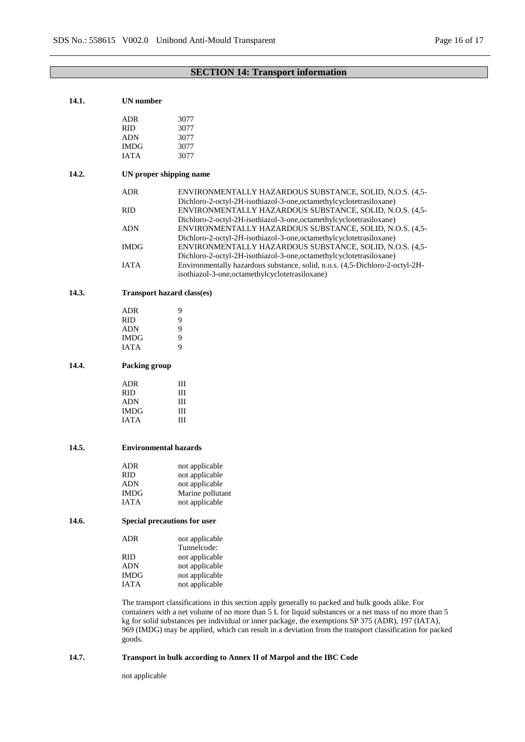## SECTION 14: Transport information

### 14.1. UN number

| | |
|---|---|
| ADR | 3077 |
| RID | 3077 |
| ADN | 3077 |
| IMDG | 3077 |
| IATA | 3077 |

### 14.2. UN proper shipping name

| | |
|---|---|
| ADR | ENVIRONMENTALLY HAZARDOUS SUBSTANCE, SOLID, N.O.S. (4,5-Dichloro-2-octyl-2H-isothiazol-3-one,octamethylcyclotetrasiloxane) |
| RID | ENVIRONMENTALLY HAZARDOUS SUBSTANCE, SOLID, N.O.S. (4,5-Dichloro-2-octyl-2H-isothiazol-3-one,octamethylcyclotetrasiloxane) |
| ADN | ENVIRONMENTALLY HAZARDOUS SUBSTANCE, SOLID, N.O.S. (4,5-Dichloro-2-octyl-2H-isothiazol-3-one,octamethylcyclotetrasiloxane) |
| IMDG | ENVIRONMENTALLY HAZARDOUS SUBSTANCE, SOLID, N.O.S. (4,5-Dichloro-2-octyl-2H-isothiazol-3-one,octamethylcyclotetrasiloxane) |
| IATA | Environmentally hazardous substance, solid, n.o.s. (4,5-Dichloro-2-octyl-2H-isothiazol-3-one,octamethylcyclotetrasiloxane) |

### 14.3. Transport hazard class(es)

| | |
|---|---|
| ADR | 9 |
| RID | 9 |
| ADN | 9 |
| IMDG | 9 |
| IATA | 9 |

### 14.4. Packing group

| | |
|---|---|
| ADR | III |
| RID | III |
| ADN | III |
| IMDG | III |
| IATA | III |

### 14.5. Environmental hazards

| | |
|---|---|
| ADR | not applicable |
| RID | not applicable |
| ADN | not applicable |
| IMDG | Marine pollutant |
| IATA | not applicable |

### 14.6. Special precautions for user

| | |
|---|---|
| ADR | not applicable<br>Tunnelcode: |
| RID | not applicable |
| ADN | not applicable |
| IMDG | not applicable |
| IATA | not applicable |

The transport classifications in this section apply generally to packed and bulk goods alike. For containers with a net volume of no more than 5 L for liquid substances or a net mass of no more than 5 kg for solid substances per individual or inner package, the exemptions SP 375 (ADR), 197 (IATA), 969 (IMDG) may be applied, which can result in a deviation from the transport classification for packed goods.

### 14.7. Transport in bulk according to Annex II of Marpol and the IBC Code

not applicable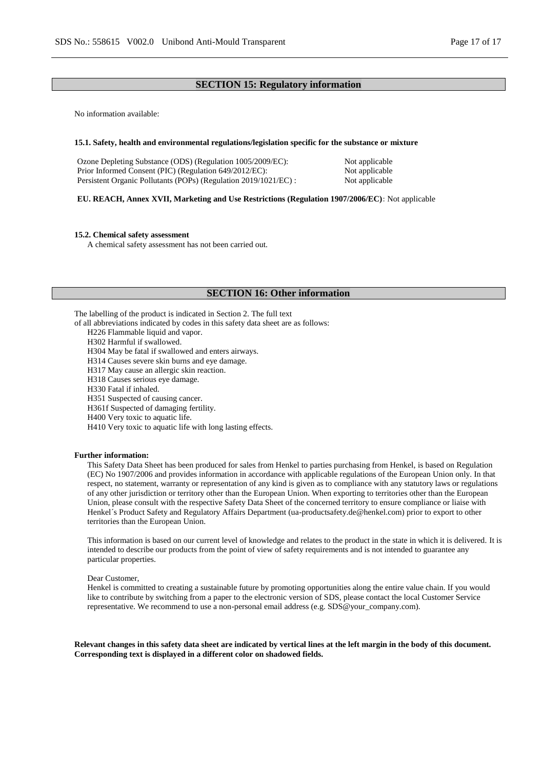## SECTION 15: Regulatory information

No information available:

**15.1. Safety, health and environmental regulations/legislation specific for the substance or mixture**

| | |
|---|---|
| Ozone Depleting Substance (ODS) (Regulation 1005/2009/EC): | Not applicable |
| Prior Informed Consent (PIC) (Regulation 649/2012/EC): | Not applicable |
| Persistent Organic Pollutants (POPs) (Regulation 2019/1021/EC) : | Not applicable |

**EU. REACH, Annex XVII, Marketing and Use Restrictions (Regulation 1907/2006/EC)**: Not applicable

**15.2. Chemical safety assessment**

A chemical safety assessment has not been carried out.

## SECTION 16: Other information

The labelling of the product is indicated in Section 2. The full text of all abbreviations indicated by codes in this safety data sheet are as follows:

H226 Flammable liquid and vapor.
H302 Harmful if swallowed.
H304 May be fatal if swallowed and enters airways.
H314 Causes severe skin burns and eye damage.
H317 May cause an allergic skin reaction.
H318 Causes serious eye damage.
H330 Fatal if inhaled.
H351 Suspected of causing cancer.
H361f Suspected of damaging fertility.
H400 Very toxic to aquatic life.
H410 Very toxic to aquatic life with long lasting effects.

**Further information:**

This Safety Data Sheet has been produced for sales from Henkel to parties purchasing from Henkel, is based on Regulation (EC) No 1907/2006 and provides information in accordance with applicable regulations of the European Union only. In that respect, no statement, warranty or representation of any kind is given as to compliance with any statutory laws or regulations of any other jurisdiction or territory other than the European Union. When exporting to territories other than the European Union, please consult with the respective Safety Data Sheet of the concerned territory to ensure compliance or liaise with Henkel´s Product Safety and Regulatory Affairs Department (ua-productsafety.de@henkel.com) prior to export to other territories than the European Union.

This information is based on our current level of knowledge and relates to the product in the state in which it is delivered. It is intended to describe our products from the point of view of safety requirements and is not intended to guarantee any particular properties.

Dear Customer,
Henkel is committed to creating a sustainable future by promoting opportunities along the entire value chain. If you would like to contribute by switching from a paper to the electronic version of SDS, please contact the local Customer Service representative. We recommend to use a non-personal email address (e.g. SDS@your_company.com).

**Relevant changes in this safety data sheet are indicated by vertical lines at the left margin in the body of this document. Corresponding text is displayed in a different color on shadowed fields.**